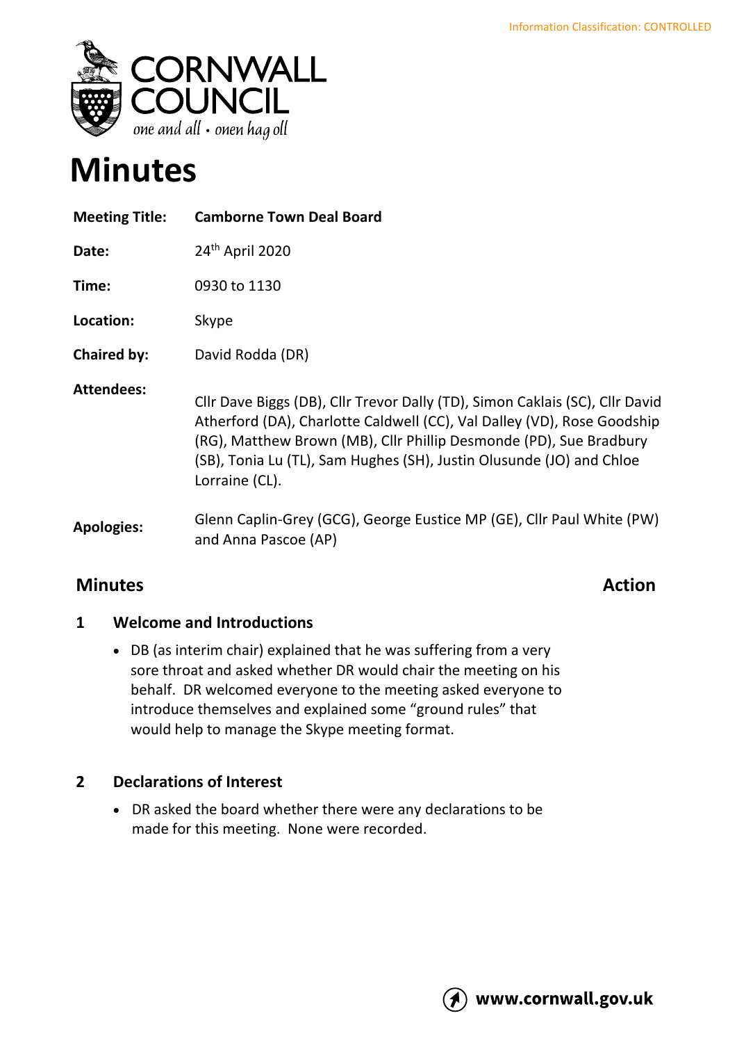Information Classification: CONTROLLED

CORNWALL COUNCIL
*one and all • onen hag oll*

# Minutes

| | |
|---|---|
| **Meeting Title:** | **Camborne Town Deal Board** |
| **Date:** | 24th April 2020 |
| **Time:** | 0930 to 1130 |
| **Location:** | Skype |
| **Chaired by:** | David Rodda (DR) |
| **Attendees:** | Cllr Dave Biggs (DB), Cllr Trevor Dally (TD), Simon Caklais (SC), Cllr David Atherford (DA), Charlotte Caldwell (CC), Val Dalley (VD), Rose Goodship (RG), Matthew Brown (MB), Cllr Phillip Desmonde (PD), Sue Bradbury (SB), Tonia Lu (TL), Sam Hughes (SH), Justin Olusunde (JO) and Chloe Lorraine (CL). |
| **Apologies:** | Glenn Caplin-Grey (GCG), George Eustice MP (GE), Cllr Paul White (PW) and Anna Pascoe (AP) |

## Minutes — Action

### 1 Welcome and Introductions

- DB (as interim chair) explained that he was suffering from a very sore throat and asked whether DR would chair the meeting on his behalf. DR welcomed everyone to the meeting asked everyone to introduce themselves and explained some "ground rules" that would help to manage the Skype meeting format.

### 2 Declarations of Interest

- DR asked the board whether there were any declarations to be made for this meeting. None were recorded.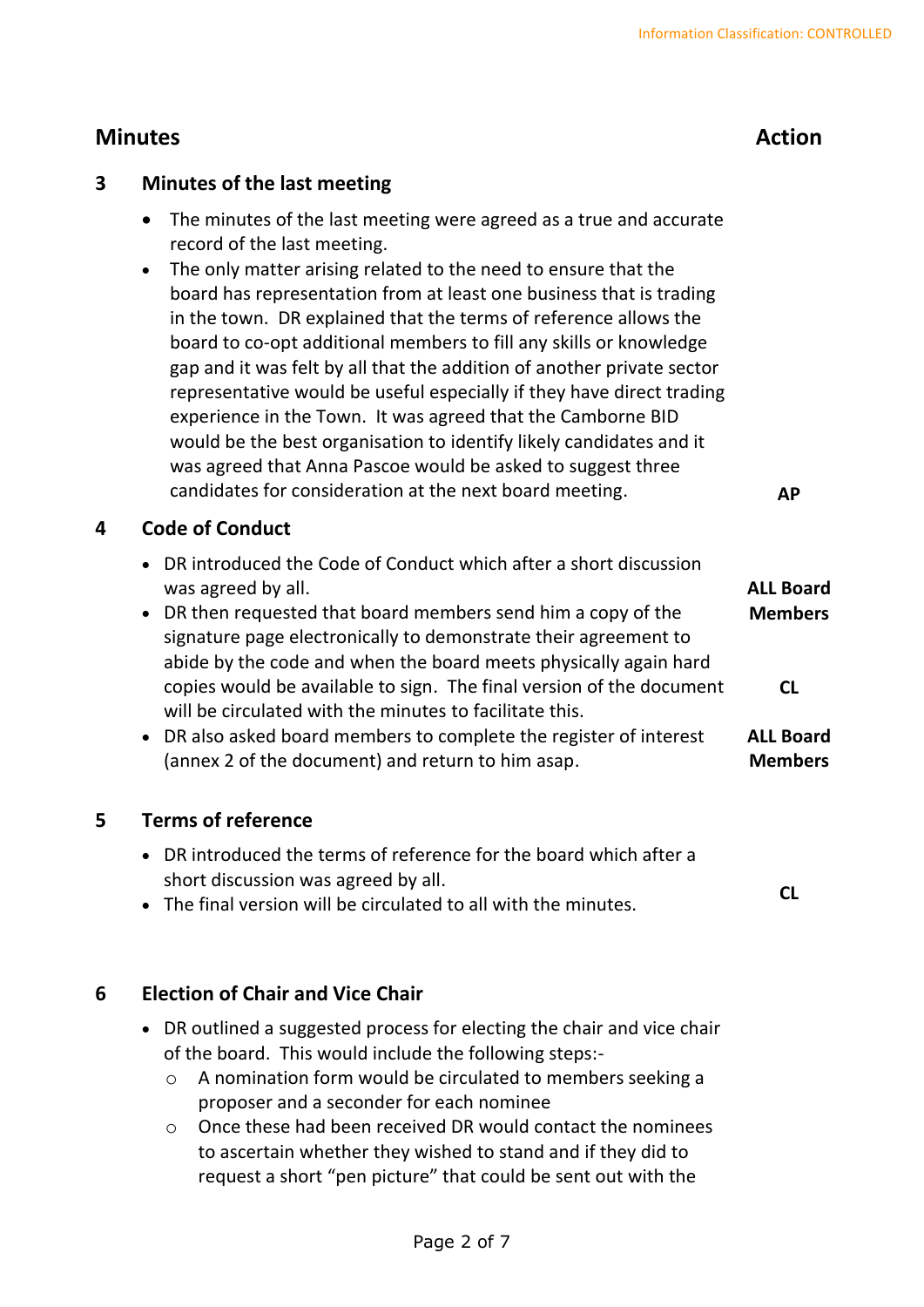Information Classification: CONTROLLED

| Minutes | | Action |
|---|---|---|
| **3** | **Minutes of the last meeting** | |
| | • The minutes of the last meeting were agreed as a true and accurate record of the last meeting.<br>• The only matter arising related to the need to ensure that the board has representation from at least one business that is trading in the town. DR explained that the terms of reference allows the board to co-opt additional members to fill any skills or knowledge gap and it was felt by all that the addition of another private sector representative would be useful especially if they have direct trading experience in the Town. It was agreed that the Camborne BID would be the best organisation to identify likely candidates and it was agreed that Anna Pascoe would be asked to suggest three candidates for consideration at the next board meeting. | **AP** |
| **4** | **Code of Conduct** | |
| | • DR introduced the Code of Conduct which after a short discussion was agreed by all. | **ALL Board Members** |
| | • DR then requested that board members send him a copy of the signature page electronically to demonstrate their agreement to abide by the code and when the board meets physically again hard copies would be available to sign. The final version of the document will be circulated with the minutes to facilitate this. | **CL** |
| | • DR also asked board members to complete the register of interest (annex 2 of the document) and return to him asap. | **ALL Board Members** |
| **5** | **Terms of reference** | |
| | • DR introduced the terms of reference for the board which after a short discussion was agreed by all.<br>• The final version will be circulated to all with the minutes. | **CL** |
| **6** | **Election of Chair and Vice Chair** | |
| | • DR outlined a suggested process for electing the chair and vice chair of the board. This would include the following steps:-<br>  ○ A nomination form would be circulated to members seeking a proposer and a seconder for each nominee<br>  ○ Once these had been received DR would contact the nominees to ascertain whether they wished to stand and if they did to request a short "pen picture" that could be sent out with the | |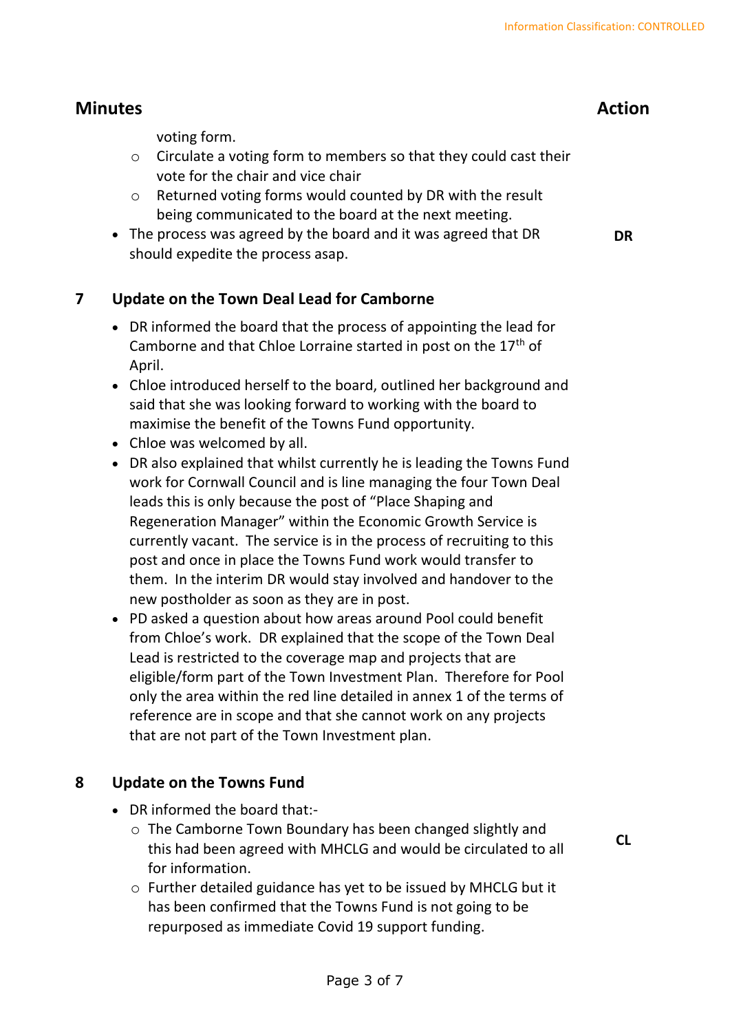## Minutes | Action

voting form.

- Circulate a voting form to members so that they could cast their vote for the chair and vice chair
- Returned voting forms would counted by DR with the result being communicated to the board at the next meeting.

- The process was agreed by the board and it was agreed that DR should expedite the process asap. **DR**

## 7 Update on the Town Deal Lead for Camborne

- DR informed the board that the process of appointing the lead for Camborne and that Chloe Lorraine started in post on the 17th of April.
- Chloe introduced herself to the board, outlined her background and said that she was looking forward to working with the board to maximise the benefit of the Towns Fund opportunity.
- Chloe was welcomed by all.
- DR also explained that whilst currently he is leading the Towns Fund work for Cornwall Council and is line managing the four Town Deal leads this is only because the post of "Place Shaping and Regeneration Manager" within the Economic Growth Service is currently vacant. The service is in the process of recruiting to this post and once in place the Towns Fund work would transfer to them. In the interim DR would stay involved and handover to the new postholder as soon as they are in post.
- PD asked a question about how areas around Pool could benefit from Chloe's work. DR explained that the scope of the Town Deal Lead is restricted to the coverage map and projects that are eligible/form part of the Town Investment Plan. Therefore for Pool only the area within the red line detailed in annex 1 of the terms of reference are in scope and that she cannot work on any projects that are not part of the Town Investment plan.

## 8 Update on the Towns Fund

- DR informed the board that:-
  - The Camborne Town Boundary has been changed slightly and this had been agreed with MHCLG and would be circulated to all for information. **CL**
  - Further detailed guidance has yet to be issued by MHCLG but it has been confirmed that the Towns Fund is not going to be repurposed as immediate Covid 19 support funding.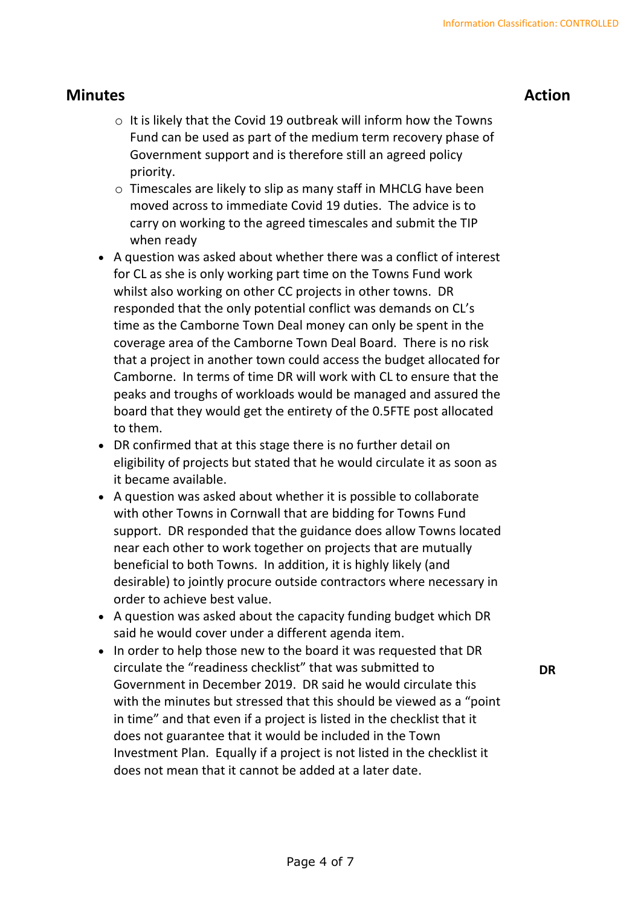| Minutes | Action |
|---|---|
| ◦ It is likely that the Covid 19 outbreak will inform how the Towns Fund can be used as part of the medium term recovery phase of Government support and is therefore still an agreed policy priority. | |
| ◦ Timescales are likely to slip as many staff in MHCLG have been moved across to immediate Covid 19 duties. The advice is to carry on working to the agreed timescales and submit the TIP when ready | |
| • A question was asked about whether there was a conflict of interest for CL as she is only working part time on the Towns Fund work whilst also working on other CC projects in other towns. DR responded that the only potential conflict was demands on CL's time as the Camborne Town Deal money can only be spent in the coverage area of the Camborne Town Deal Board. There is no risk that a project in another town could access the budget allocated for Camborne. In terms of time DR will work with CL to ensure that the peaks and troughs of workloads would be managed and assured the board that they would get the entirety of the 0.5FTE post allocated to them. | |
| • DR confirmed that at this stage there is no further detail on eligibility of projects but stated that he would circulate it as soon as it became available. | |
| • A question was asked about whether it is possible to collaborate with other Towns in Cornwall that are bidding for Towns Fund support. DR responded that the guidance does allow Towns located near each other to work together on projects that are mutually beneficial to both Towns. In addition, it is highly likely (and desirable) to jointly procure outside contractors where necessary in order to achieve best value. | |
| • A question was asked about the capacity funding budget which DR said he would cover under a different agenda item. | |
| • In order to help those new to the board it was requested that DR circulate the "readiness checklist" that was submitted to Government in December 2019. DR said he would circulate this with the minutes but stressed that this should be viewed as a "point in time" and that even if a project is listed in the checklist that it does not guarantee that it would be included in the Town Investment Plan. Equally if a project is not listed in the checklist it does not mean that it cannot be added at a later date. | **DR** |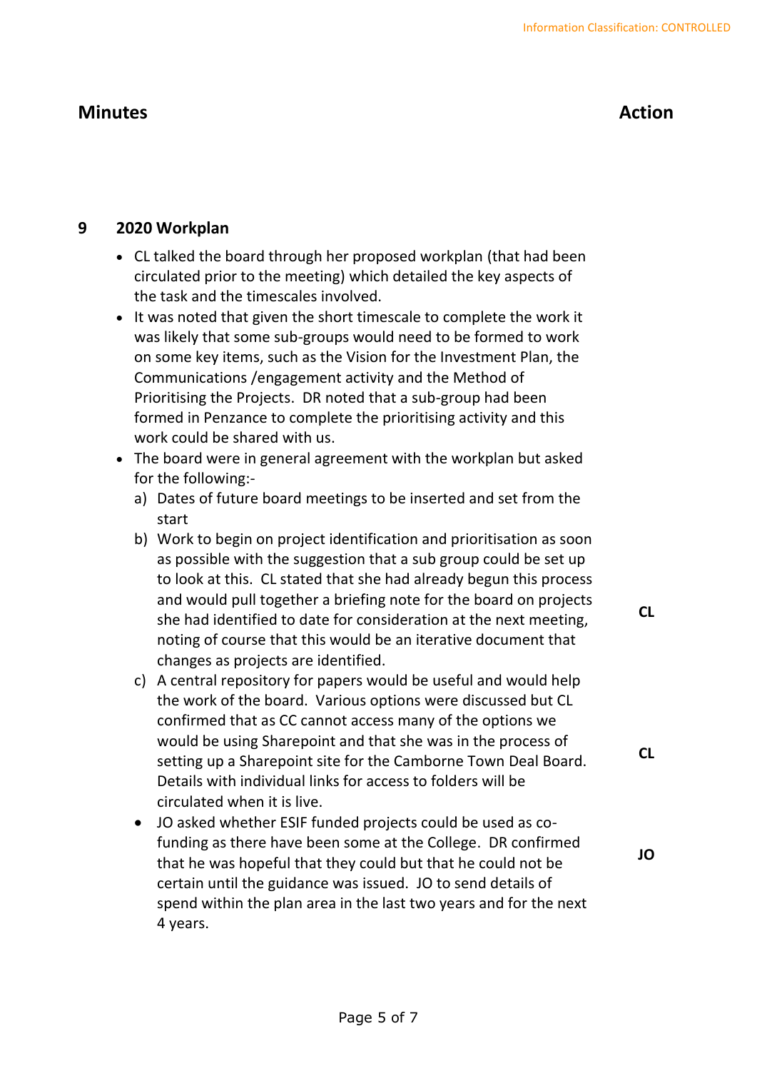Information Classification: CONTROLLED

| Minutes | Action |
|---|---|

## 9 2020 Workplan

- CL talked the board through her proposed workplan (that had been circulated prior to the meeting) which detailed the key aspects of the task and the timescales involved.
- It was noted that given the short timescale to complete the work it was likely that some sub-groups would need to be formed to work on some key items, such as the Vision for the Investment Plan, the Communications /engagement activity and the Method of Prioritising the Projects. DR noted that a sub-group had been formed in Penzance to complete the prioritising activity and this work could be shared with us.
- The board were in general agreement with the workplan but asked for the following:-
  a) Dates of future board meetings to be inserted and set from the start
  b) Work to begin on project identification and prioritisation as soon as possible with the suggestion that a sub group could be set up to look at this. CL stated that she had already begun this process and would pull together a briefing note for the board on projects she had identified to date for consideration at the next meeting, noting of course that this would be an iterative document that changes as projects are identified. **CL**
  c) A central repository for papers would be useful and would help the work of the board. Various options were discussed but CL confirmed that as CC cannot access many of the options we would be using Sharepoint and that she was in the process of setting up a Sharepoint site for the Camborne Town Deal Board. Details with individual links for access to folders will be circulated when it is live. **CL**
  - JO asked whether ESIF funded projects could be used as co-funding as there have been some at the College. DR confirmed that he was hopeful that they could but that he could not be certain until the guidance was issued. JO to send details of spend within the plan area in the last two years and for the next 4 years. **JO**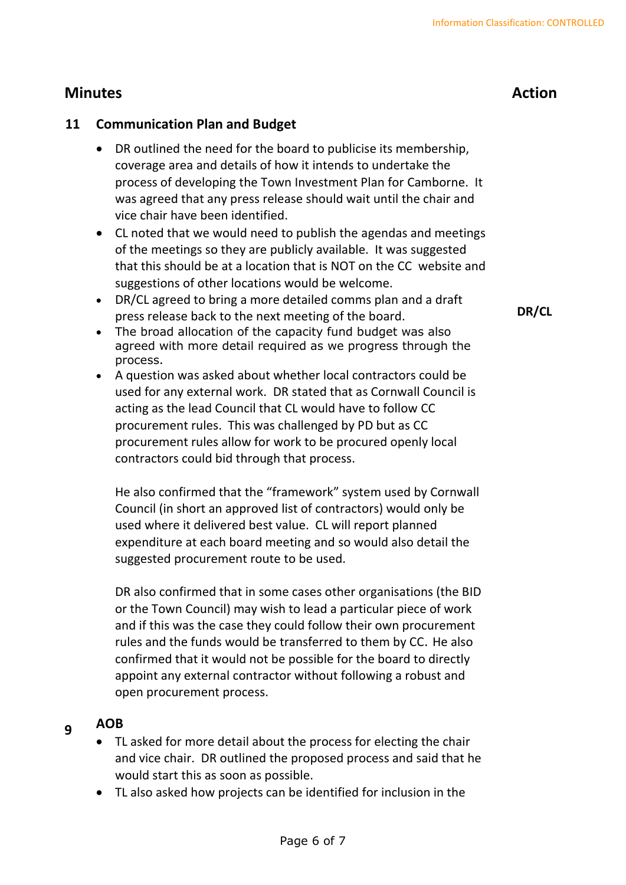## Minutes | Action

### 11 Communication Plan and Budget

- DR outlined the need for the board to publicise its membership, coverage area and details of how it intends to undertake the process of developing the Town Investment Plan for Camborne. It was agreed that any press release should wait until the chair and vice chair have been identified.
- CL noted that we would need to publish the agendas and meetings of the meetings so they are publicly available. It was suggested that this should be at a location that is NOT on the CC website and suggestions of other locations would be welcome.
- DR/CL agreed to bring a more detailed comms plan and a draft press release back to the next meeting of the board. **DR/CL**
- The broad allocation of the capacity fund budget was also agreed with more detail required as we progress through the process.
- A question was asked about whether local contractors could be used for any external work. DR stated that as Cornwall Council is acting as the lead Council that CL would have to follow CC procurement rules. This was challenged by PD but as CC procurement rules allow for work to be procured openly local contractors could bid through that process.

  He also confirmed that the "framework" system used by Cornwall Council (in short an approved list of contractors) would only be used where it delivered best value. CL will report planned expenditure at each board meeting and so would also detail the suggested procurement route to be used.

  DR also confirmed that in some cases other organisations (the BID or the Town Council) may wish to lead a particular piece of work and if this was the case they could follow their own procurement rules and the funds would be transferred to them by CC. He also confirmed that it would not be possible for the board to directly appoint any external contractor without following a robust and open procurement process.

### 9 AOB

- TL asked for more detail about the process for electing the chair and vice chair. DR outlined the proposed process and said that he would start this as soon as possible.
- TL also asked how projects can be identified for inclusion in the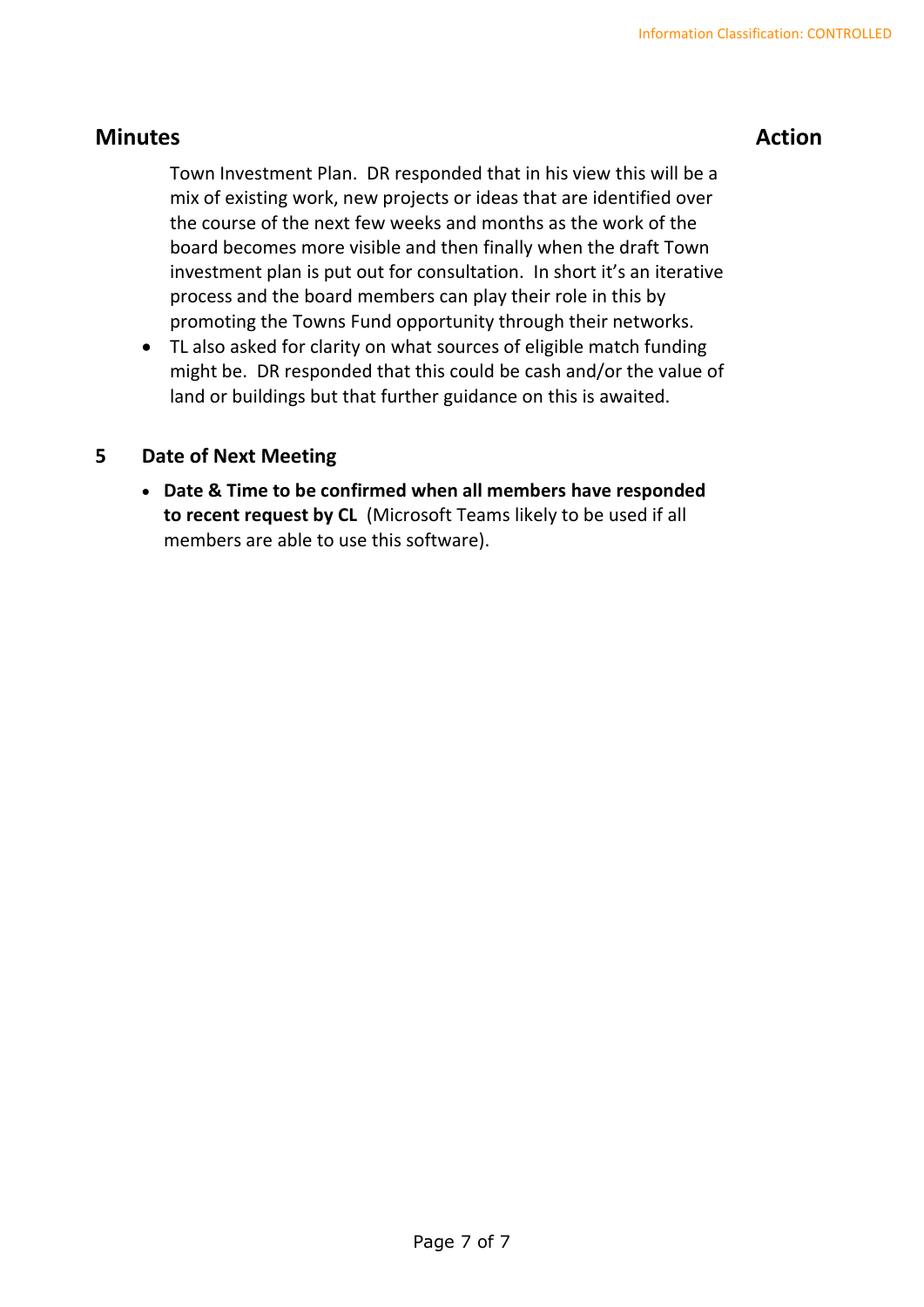**Minutes** **Action**

Town Investment Plan. DR responded that in his view this will be a mix of existing work, new projects or ideas that are identified over the course of the next few weeks and months as the work of the board becomes more visible and then finally when the draft Town investment plan is put out for consultation. In short it's an iterative process and the board members can play their role in this by promoting the Towns Fund opportunity through their networks.

- TL also asked for clarity on what sources of eligible match funding might be. DR responded that this could be cash and/or the value of land or buildings but that further guidance on this is awaited.

## 5 Date of Next Meeting

- **Date & Time to be confirmed when all members have responded to recent request by CL** (Microsoft Teams likely to be used if all members are able to use this software).